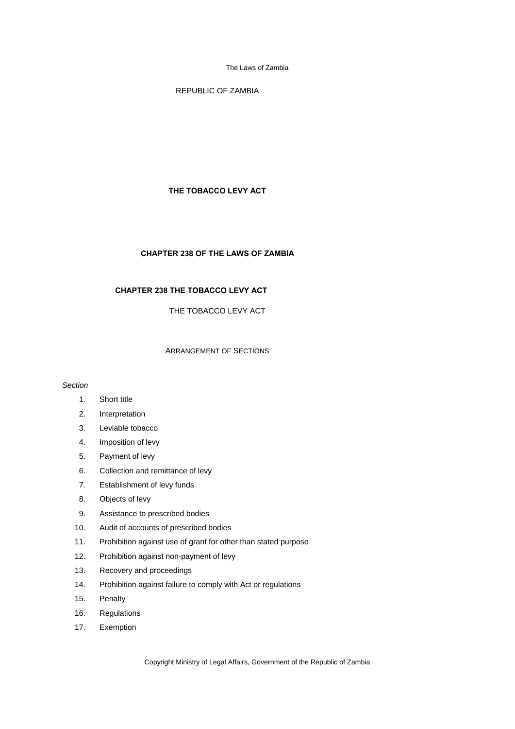REPUBLIC OF ZAMBIA

# THE TOBACCO LEVY ACT

## CHAPTER 238 OF THE LAWS OF ZAMBIA

## CHAPTER 238 THE TOBACCO LEVY ACT

THE TOBACCO LEVY ACT

ARRANGEMENT OF SECTIONS

*Section*

1. Short title
2. Interpretation
3. Leviable tobacco
4. Imposition of levy
5. Payment of levy
6. Collection and remittance of levy
7. Establishment of levy funds
8. Objects of levy
9. Assistance to prescribed bodies
10. Audit of accounts of prescribed bodies
11. Prohibition against use of grant for other than stated purpose
12. Prohibition against non-payment of levy
13. Recovery and proceedings
14. Prohibition against failure to comply with Act or regulations
15. Penalty
16. Regulations
17. Exemption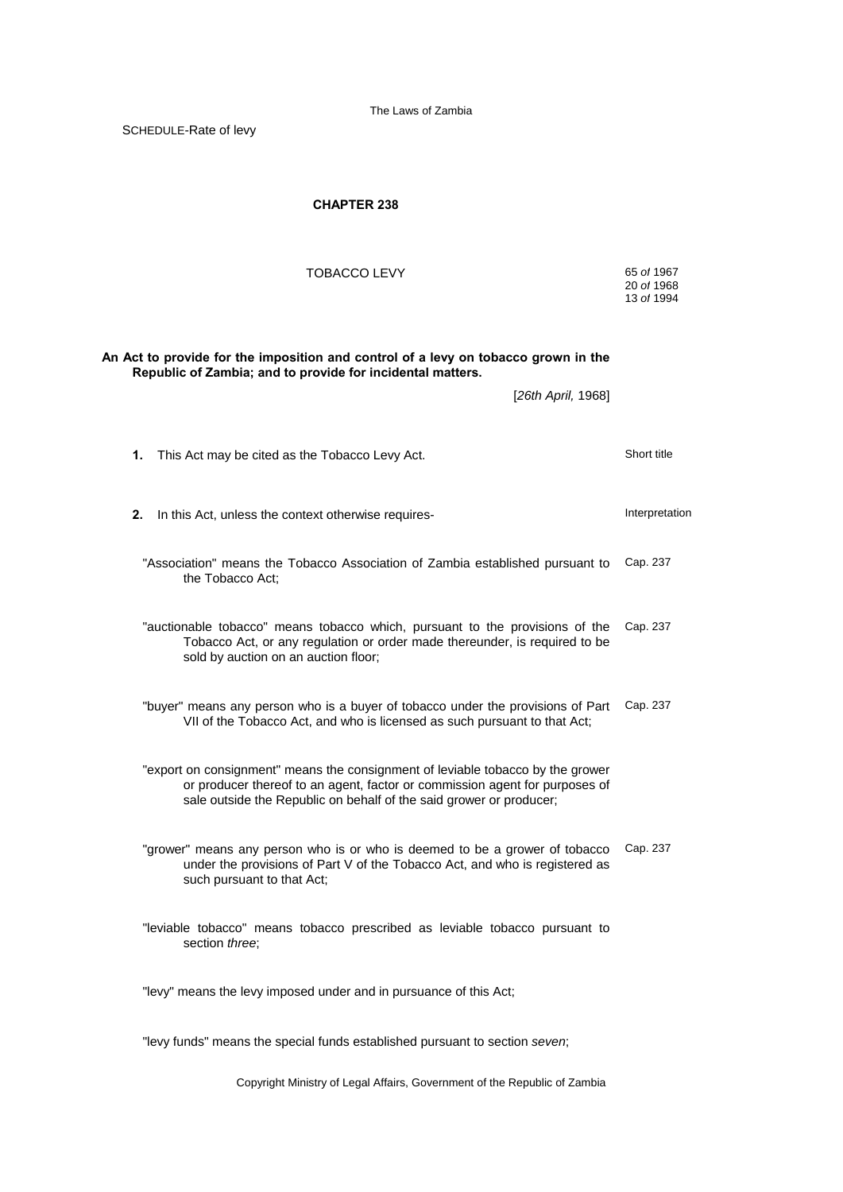SCHEDULE-Rate of levy

# CHAPTER 238

## TOBACCO LEVY

65 *of* 1967
20 *of* 1968
13 *of* 1994

**An Act to provide for the imposition and control of a levy on tobacco grown in the Republic of Zambia; and to provide for incidental matters.**

[*26th April,* 1968]

**1.** This Act may be cited as the Tobacco Levy Act. — Short title

**2.** In this Act, unless the context otherwise requires- — Interpretation

"Association" means the Tobacco Association of Zambia established pursuant to the Tobacco Act; — Cap. 237

"auctionable tobacco" means tobacco which, pursuant to the provisions of the Tobacco Act, or any regulation or order made thereunder, is required to be sold by auction on an auction floor; — Cap. 237

"buyer" means any person who is a buyer of tobacco under the provisions of Part VII of the Tobacco Act, and who is licensed as such pursuant to that Act; — Cap. 237

"export on consignment" means the consignment of leviable tobacco by the grower or producer thereof to an agent, factor or commission agent for purposes of sale outside the Republic on behalf of the said grower or producer;

"grower" means any person who is or who is deemed to be a grower of tobacco under the provisions of Part V of the Tobacco Act, and who is registered as such pursuant to that Act; — Cap. 237

"leviable tobacco" means tobacco prescribed as leviable tobacco pursuant to section *three*;

"levy" means the levy imposed under and in pursuance of this Act;

"levy funds" means the special funds established pursuant to section *seven*;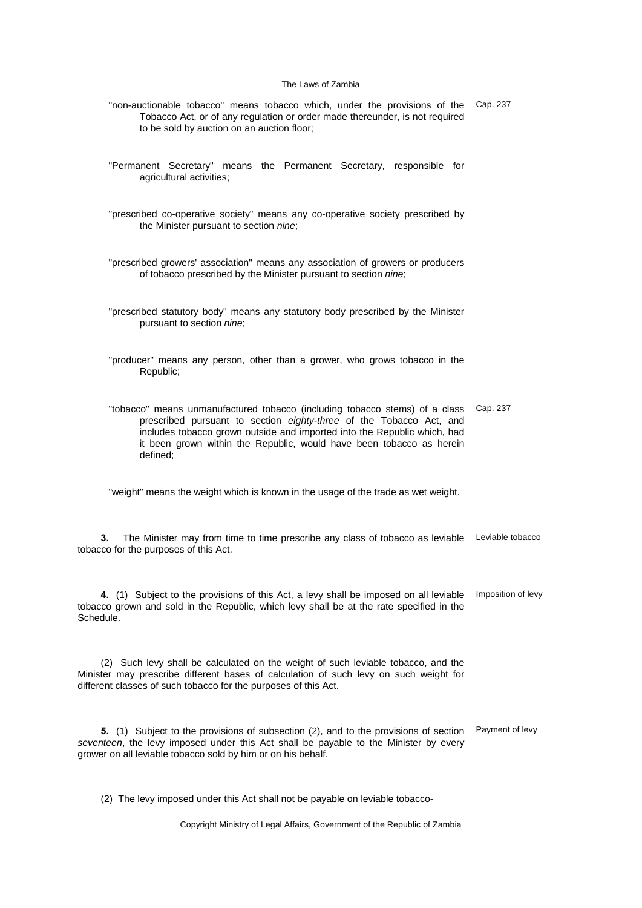"non-auctionable tobacco" means tobacco which, under the provisions of the Tobacco Act, or of any regulation or order made thereunder, is not required to be sold by auction on an auction floor; Cap. 237

"Permanent Secretary" means the Permanent Secretary, responsible for agricultural activities;

"prescribed co-operative society" means any co-operative society prescribed by the Minister pursuant to section *nine*;

"prescribed growers' association" means any association of growers or producers of tobacco prescribed by the Minister pursuant to section *nine*;

"prescribed statutory body" means any statutory body prescribed by the Minister pursuant to section *nine*;

"producer" means any person, other than a grower, who grows tobacco in the Republic;

"tobacco" means unmanufactured tobacco (including tobacco stems) of a class prescribed pursuant to section *eighty-three* of the Tobacco Act, and includes tobacco grown outside and imported into the Republic which, had it been grown within the Republic, would have been tobacco as herein defined; Cap. 237

"weight" means the weight which is known in the usage of the trade as wet weight.

**3.** The Minister may from time to time prescribe any class of tobacco as leviable tobacco for the purposes of this Act. Leviable tobacco

**4.** (1) Subject to the provisions of this Act, a levy shall be imposed on all leviable tobacco grown and sold in the Republic, which levy shall be at the rate specified in the Schedule. Imposition of levy

(2) Such levy shall be calculated on the weight of such leviable tobacco, and the Minister may prescribe different bases of calculation of such levy on such weight for different classes of such tobacco for the purposes of this Act.

**5.** (1) Subject to the provisions of subsection (2), and to the provisions of section *seventeen*, the levy imposed under this Act shall be payable to the Minister by every grower on all leviable tobacco sold by him or on his behalf. Payment of levy

(2) The levy imposed under this Act shall not be payable on leviable tobacco-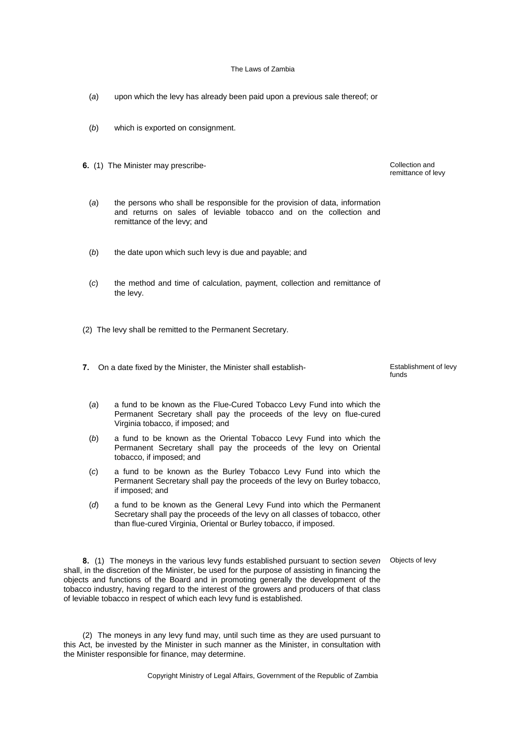(*a*) upon which the levy has already been paid upon a previous sale thereof; or

(*b*) which is exported on consignment.

Collection and remittance of levy

**6.** (1) The Minister may prescribe-

(*a*) the persons who shall be responsible for the provision of data, information and returns on sales of leviable tobacco and on the collection and remittance of the levy; and

(*b*) the date upon which such levy is due and payable; and

(*c*) the method and time of calculation, payment, collection and remittance of the levy.

(2) The levy shall be remitted to the Permanent Secretary.

Establishment of levy funds

**7.** On a date fixed by the Minister, the Minister shall establish-

(*a*) a fund to be known as the Flue-Cured Tobacco Levy Fund into which the Permanent Secretary shall pay the proceeds of the levy on flue-cured Virginia tobacco, if imposed; and

(*b*) a fund to be known as the Oriental Tobacco Levy Fund into which the Permanent Secretary shall pay the proceeds of the levy on Oriental tobacco, if imposed; and

(*c*) a fund to be known as the Burley Tobacco Levy Fund into which the Permanent Secretary shall pay the proceeds of the levy on Burley tobacco, if imposed; and

(*d*) a fund to be known as the General Levy Fund into which the Permanent Secretary shall pay the proceeds of the levy on all classes of tobacco, other than flue-cured Virginia, Oriental or Burley tobacco, if imposed.

Objects of levy

**8.** (1) The moneys in the various levy funds established pursuant to section *seven* shall, in the discretion of the Minister, be used for the purpose of assisting in financing the objects and functions of the Board and in promoting generally the development of the tobacco industry, having regard to the interest of the growers and producers of that class of leviable tobacco in respect of which each levy fund is established.

(2) The moneys in any levy fund may, until such time as they are used pursuant to this Act, be invested by the Minister in such manner as the Minister, in consultation with the Minister responsible for finance, may determine.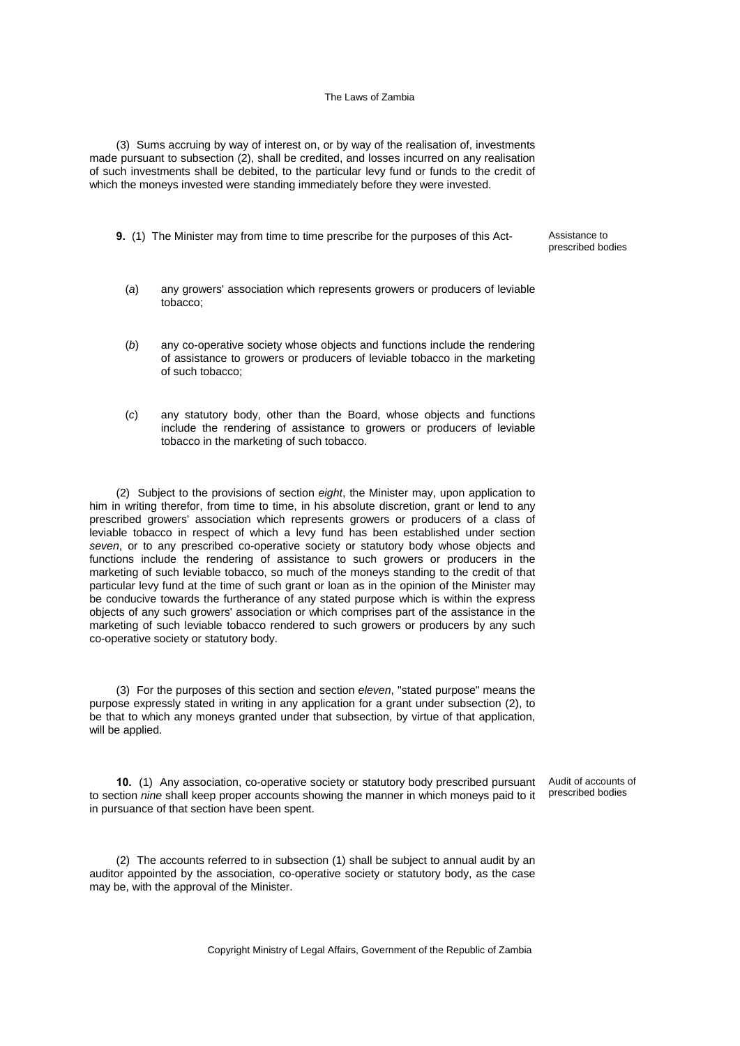(3) Sums accruing by way of interest on, or by way of the realisation of, investments made pursuant to subsection (2), shall be credited, and losses incurred on any realisation of such investments shall be debited, to the particular levy fund or funds to the credit of which the moneys invested were standing immediately before they were invested.

**9.** (1) The Minister may from time to time prescribe for the purposes of this Act-

Assistance to prescribed bodies

(*a*) any growers' association which represents growers or producers of leviable tobacco;

(*b*) any co-operative society whose objects and functions include the rendering of assistance to growers or producers of leviable tobacco in the marketing of such tobacco;

(*c*) any statutory body, other than the Board, whose objects and functions include the rendering of assistance to growers or producers of leviable tobacco in the marketing of such tobacco.

(2) Subject to the provisions of section *eight*, the Minister may, upon application to him in writing therefor, from time to time, in his absolute discretion, grant or lend to any prescribed growers' association which represents growers or producers of a class of leviable tobacco in respect of which a levy fund has been established under section *seven*, or to any prescribed co-operative society or statutory body whose objects and functions include the rendering of assistance to such growers or producers in the marketing of such leviable tobacco, so much of the moneys standing to the credit of that particular levy fund at the time of such grant or loan as in the opinion of the Minister may be conducive towards the furtherance of any stated purpose which is within the express objects of any such growers' association or which comprises part of the assistance in the marketing of such leviable tobacco rendered to such growers or producers by any such co-operative society or statutory body.

(3) For the purposes of this section and section *eleven*, "stated purpose" means the purpose expressly stated in writing in any application for a grant under subsection (2), to be that to which any moneys granted under that subsection, by virtue of that application, will be applied.

**10.** (1) Any association, co-operative society or statutory body prescribed pursuant to section *nine* shall keep proper accounts showing the manner in which moneys paid to it in pursuance of that section have been spent.

Audit of accounts of prescribed bodies

(2) The accounts referred to in subsection (1) shall be subject to annual audit by an auditor appointed by the association, co-operative society or statutory body, as the case may be, with the approval of the Minister.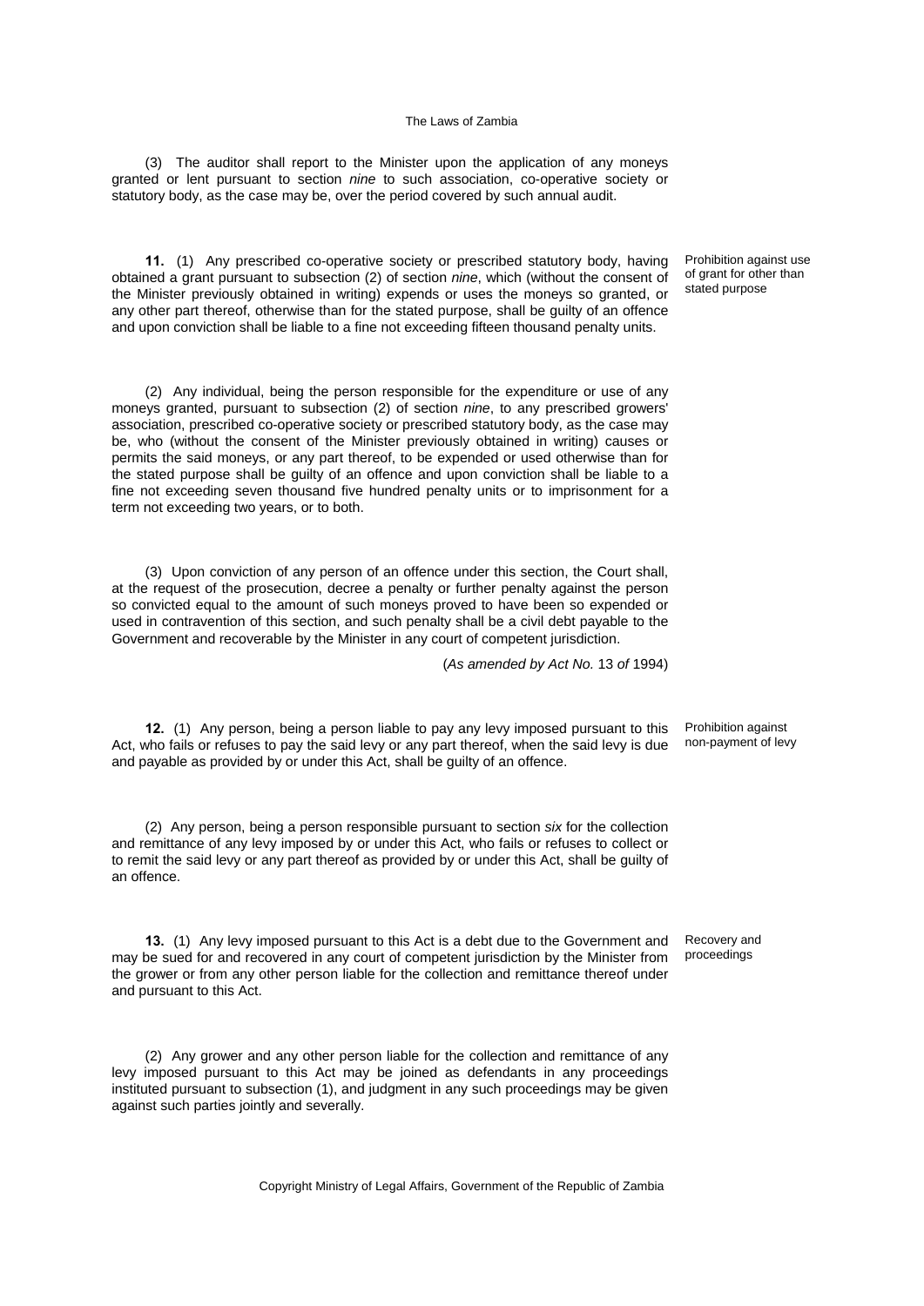(3) The auditor shall report to the Minister upon the application of any moneys granted or lent pursuant to section *nine* to such association, co-operative society or statutory body, as the case may be, over the period covered by such annual audit.

Prohibition against use of grant for other than stated purpose

**11.** (1) Any prescribed co-operative society or prescribed statutory body, having obtained a grant pursuant to subsection (2) of section *nine*, which (without the consent of the Minister previously obtained in writing) expends or uses the moneys so granted, or any other part thereof, otherwise than for the stated purpose, shall be guilty of an offence and upon conviction shall be liable to a fine not exceeding fifteen thousand penalty units.

(2) Any individual, being the person responsible for the expenditure or use of any moneys granted, pursuant to subsection (2) of section *nine*, to any prescribed growers' association, prescribed co-operative society or prescribed statutory body, as the case may be, who (without the consent of the Minister previously obtained in writing) causes or permits the said moneys, or any part thereof, to be expended or used otherwise than for the stated purpose shall be guilty of an offence and upon conviction shall be liable to a fine not exceeding seven thousand five hundred penalty units or to imprisonment for a term not exceeding two years, or to both.

(3) Upon conviction of any person of an offence under this section, the Court shall, at the request of the prosecution, decree a penalty or further penalty against the person so convicted equal to the amount of such moneys proved to have been so expended or used in contravention of this section, and such penalty shall be a civil debt payable to the Government and recoverable by the Minister in any court of competent jurisdiction.

(*As amended by Act No.* 13 *of* 1994)

Prohibition against non-payment of levy

**12.** (1) Any person, being a person liable to pay any levy imposed pursuant to this Act, who fails or refuses to pay the said levy or any part thereof, when the said levy is due and payable as provided by or under this Act, shall be guilty of an offence.

(2) Any person, being a person responsible pursuant to section *six* for the collection and remittance of any levy imposed by or under this Act, who fails or refuses to collect or to remit the said levy or any part thereof as provided by or under this Act, shall be guilty of an offence.

Recovery and proceedings

**13.** (1) Any levy imposed pursuant to this Act is a debt due to the Government and may be sued for and recovered in any court of competent jurisdiction by the Minister from the grower or from any other person liable for the collection and remittance thereof under and pursuant to this Act.

(2) Any grower and any other person liable for the collection and remittance of any levy imposed pursuant to this Act may be joined as defendants in any proceedings instituted pursuant to subsection (1), and judgment in any such proceedings may be given against such parties jointly and severally.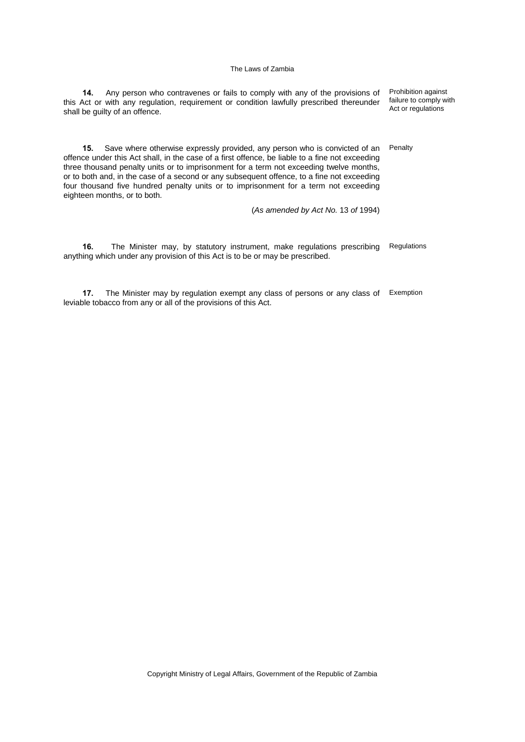**14.** Any person who contravenes or fails to comply with any of the provisions of this Act or with any regulation, requirement or condition lawfully prescribed thereunder shall be guilty of an offence.

Prohibition against failure to comply with Act or regulations

**15.** Save where otherwise expressly provided, any person who is convicted of an offence under this Act shall, in the case of a first offence, be liable to a fine not exceeding three thousand penalty units or to imprisonment for a term not exceeding twelve months, or to both and, in the case of a second or any subsequent offence, to a fine not exceeding four thousand five hundred penalty units or to imprisonment for a term not exceeding eighteen months, or to both.

Penalty

(*As amended by Act No.* 13 *of* 1994)

**16.** The Minister may, by statutory instrument, make regulations prescribing anything which under any provision of this Act is to be or may be prescribed.

Regulations

**17.** The Minister may by regulation exempt any class of persons or any class of leviable tobacco from any or all of the provisions of this Act.

Exemption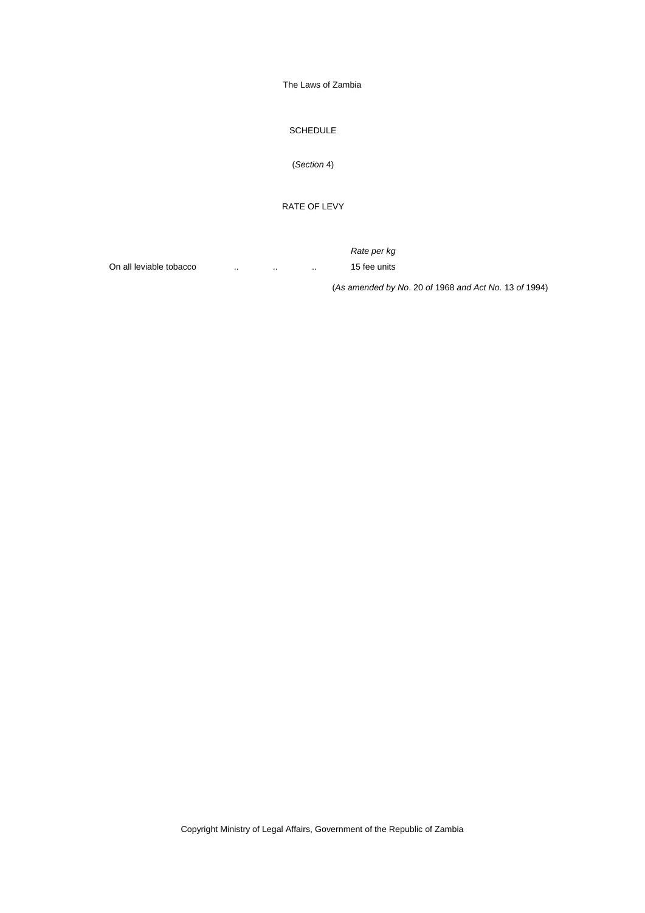## SCHEDULE

(*Section* 4)

### RATE OF LEVY

| | *Rate per kg* |
|---|---|
| On all leviable tobacco .. .. .. | 15 fee units |

(*As amended by No*. 20 *of* 1968 *and Act No.* 13 *of* 1994)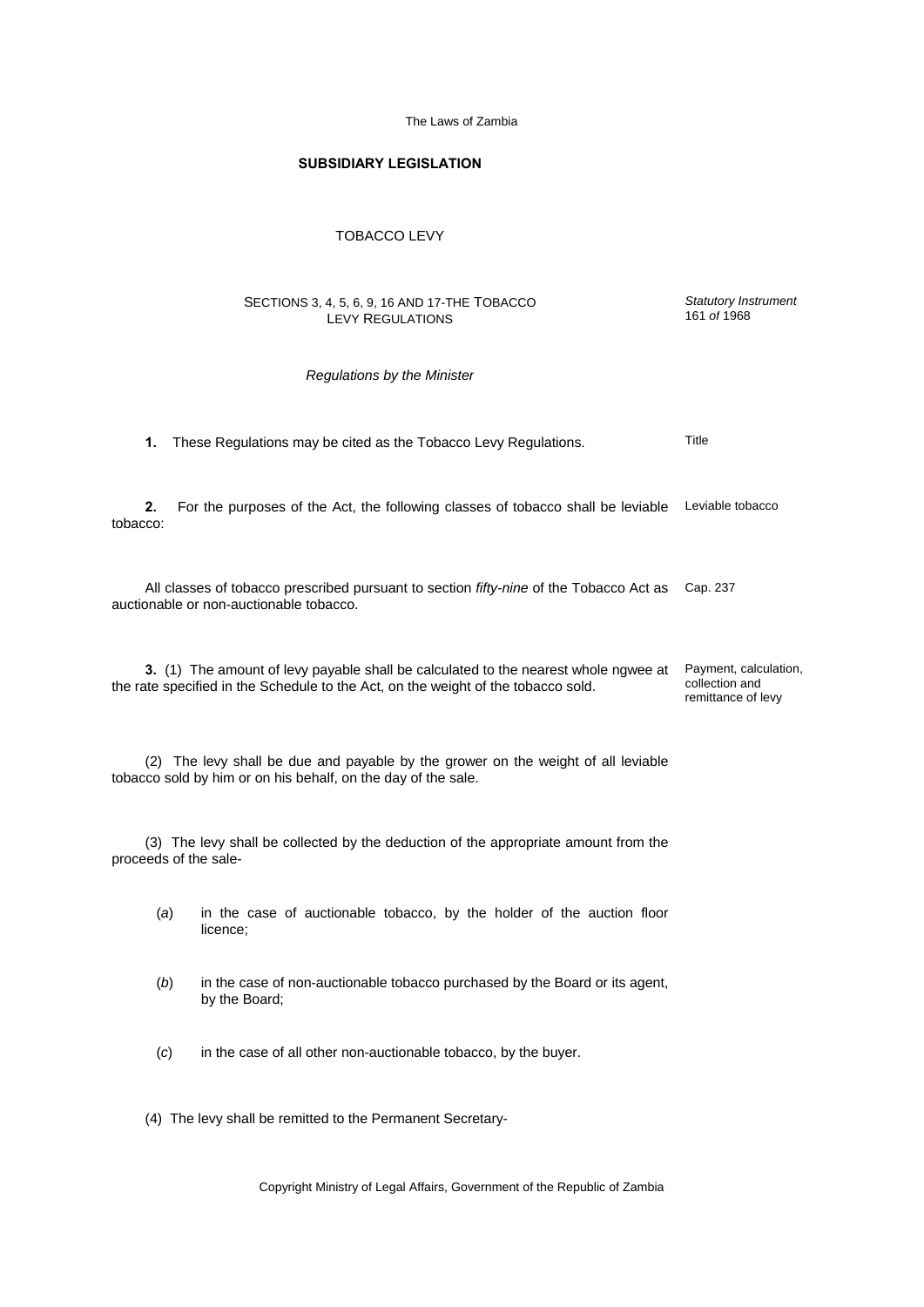**SUBSIDIARY LEGISLATION**

TOBACCO LEVY

SECTIONS 3, 4, 5, 6, 9, 16 AND 17-THE TOBACCO LEVY REGULATIONS

*Statutory Instrument 161 of 1968*

*Regulations by the Minister*

Title

**1.** These Regulations may be cited as the Tobacco Levy Regulations.

Leviable tobacco

**2.** For the purposes of the Act, the following classes of tobacco shall be leviable tobacco:

Cap. 237

All classes of tobacco prescribed pursuant to section *fifty-nine* of the Tobacco Act as auctionable or non-auctionable tobacco.

Payment, calculation, collection and remittance of levy

**3.** (1) The amount of levy payable shall be calculated to the nearest whole ngwee at the rate specified in the Schedule to the Act, on the weight of the tobacco sold.

(2) The levy shall be due and payable by the grower on the weight of all leviable tobacco sold by him or on his behalf, on the day of the sale.

(3) The levy shall be collected by the deduction of the appropriate amount from the proceeds of the sale-

(*a*) in the case of auctionable tobacco, by the holder of the auction floor licence;

(*b*) in the case of non-auctionable tobacco purchased by the Board or its agent, by the Board;

(*c*) in the case of all other non-auctionable tobacco, by the buyer.

(4) The levy shall be remitted to the Permanent Secretary-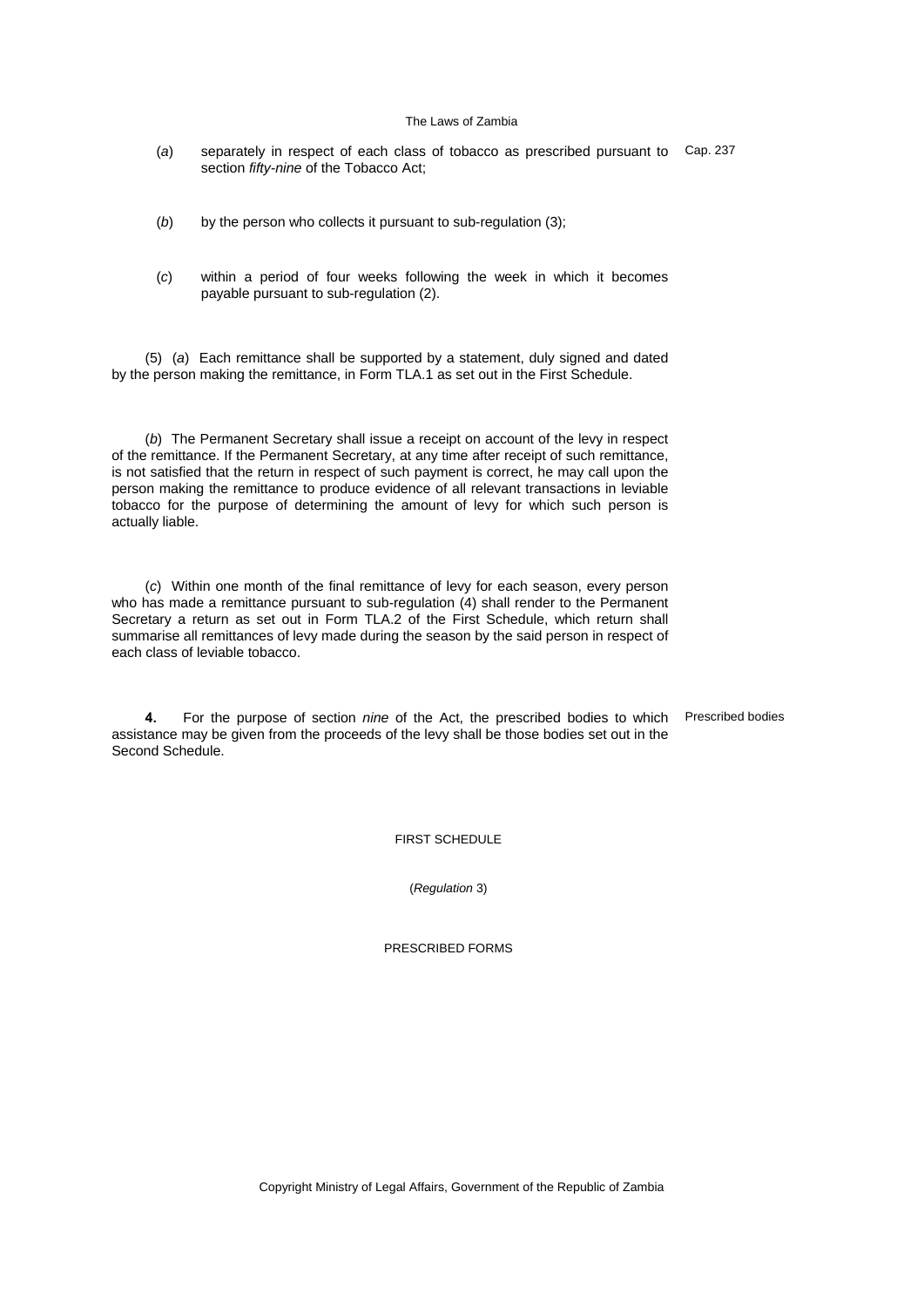(*a*) separately in respect of each class of tobacco as prescribed pursuant to section *fifty-nine* of the Tobacco Act; Cap. 237

(*b*) by the person who collects it pursuant to sub-regulation (3);

(*c*) within a period of four weeks following the week in which it becomes payable pursuant to sub-regulation (2).

(5) (*a*) Each remittance shall be supported by a statement, duly signed and dated by the person making the remittance, in Form TLA.1 as set out in the First Schedule.

(*b*) The Permanent Secretary shall issue a receipt on account of the levy in respect of the remittance. If the Permanent Secretary, at any time after receipt of such remittance, is not satisfied that the return in respect of such payment is correct, he may call upon the person making the remittance to produce evidence of all relevant transactions in leviable tobacco for the purpose of determining the amount of levy for which such person is actually liable.

(*c*) Within one month of the final remittance of levy for each season, every person who has made a remittance pursuant to sub-regulation (4) shall render to the Permanent Secretary a return as set out in Form TLA.2 of the First Schedule, which return shall summarise all remittances of levy made during the season by the said person in respect of each class of leviable tobacco.

Prescribed bodies

**4.** For the purpose of section *nine* of the Act, the prescribed bodies to which assistance may be given from the proceeds of the levy shall be those bodies set out in the Second Schedule.

FIRST SCHEDULE

(*Regulation* 3)

PRESCRIBED FORMS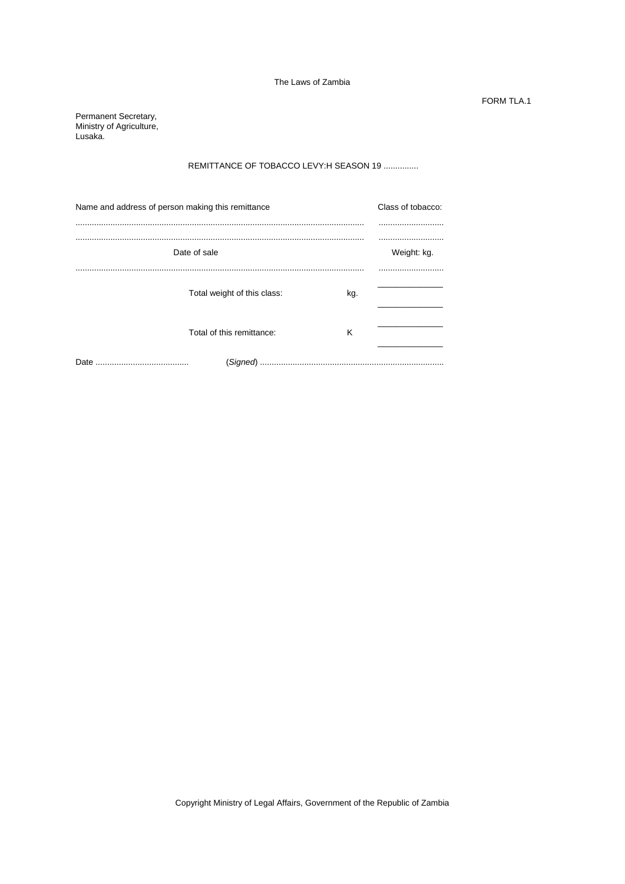FORM TLA.1

Permanent Secretary,
Ministry of Agriculture,
Lusaka.

REMITTANCE OF TOBACCO LEVY:H SEASON 19 ...............

| Name and address of person making this remittance | | Class of tobacco: |
|---|---|---|
| .......................................................................................................... | | ............................ |
| .......................................................................................................... | | ............................ |
| Date of sale | | Weight: kg. |
| .......................................................................................................... | | ............................ |
| Total weight of this class: | kg. | ______________ |
| Total of this remittance: | K | ______________ |

Date ........................................ (*Signed*) ..............................................................................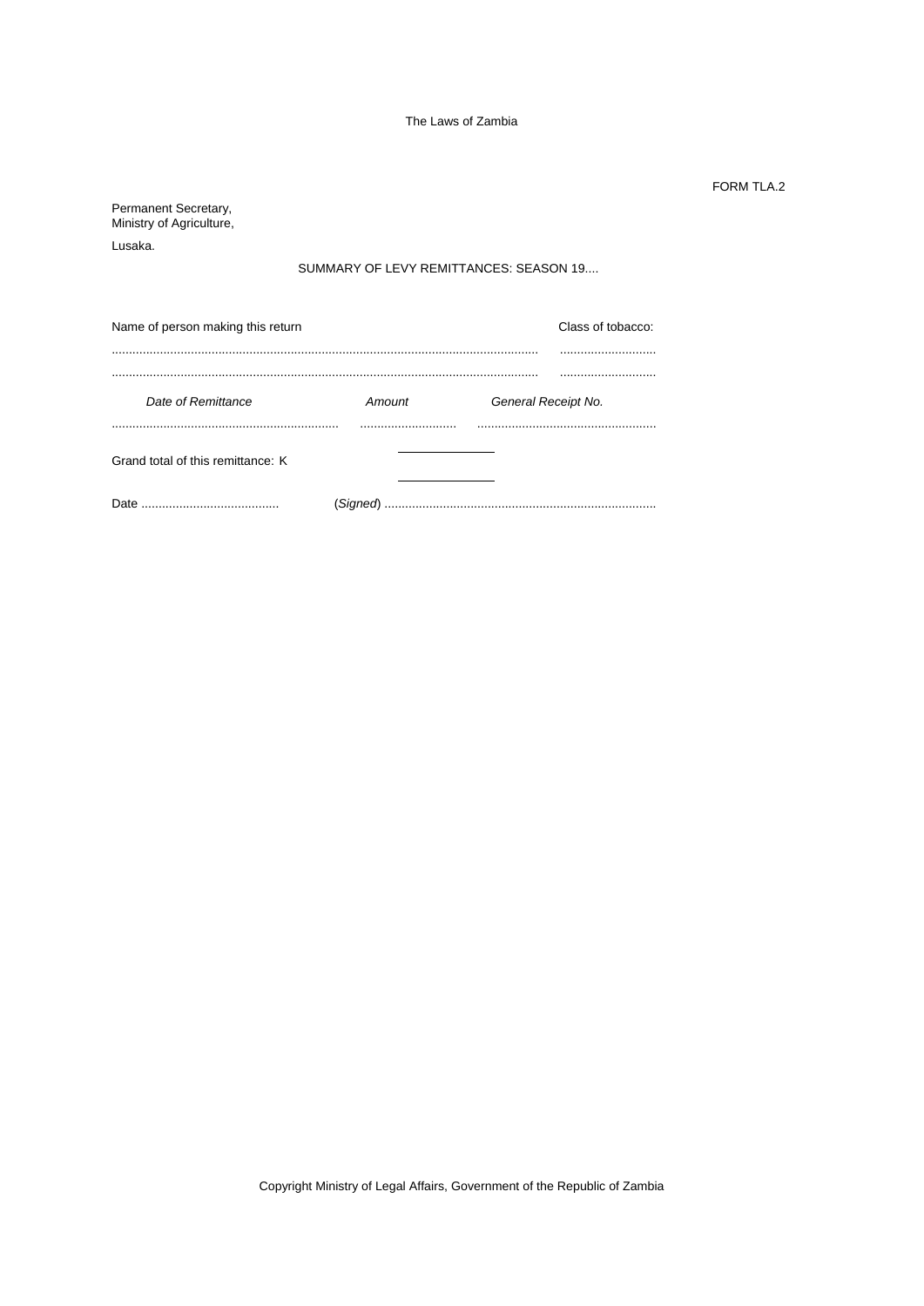FORM TLA.2

Permanent Secretary,
Ministry of Agriculture,

Lusaka.

SUMMARY OF LEVY REMITTANCES: SEASON 19....

| Name of person making this return | Class of tobacco: |
|---|---|
| ........................................................................................................................... | ............................ |
| ........................................................................................................................... | ............................ |

| *Date of Remittance* | *Amount* | *General Receipt No.* |
|---|---|---|
| ................................................................. | ............................ | .................................................... |

Grand total of this remittance: K ______________

Date ........................................ (*Signed*) ...............................................................................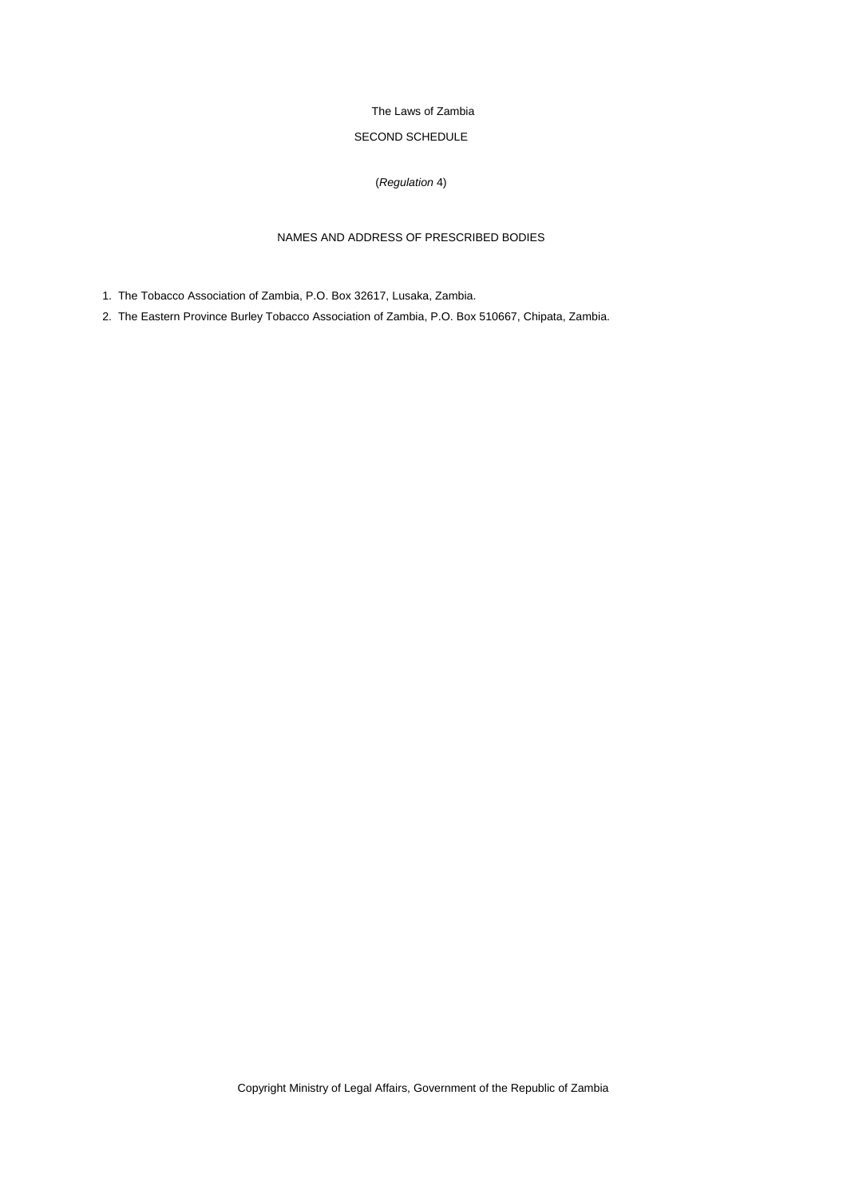## SECOND SCHEDULE

(*Regulation* 4)

### NAMES AND ADDRESS OF PRESCRIBED BODIES

1. The Tobacco Association of Zambia, P.O. Box 32617, Lusaka, Zambia.
2. The Eastern Province Burley Tobacco Association of Zambia, P.O. Box 510667, Chipata, Zambia.